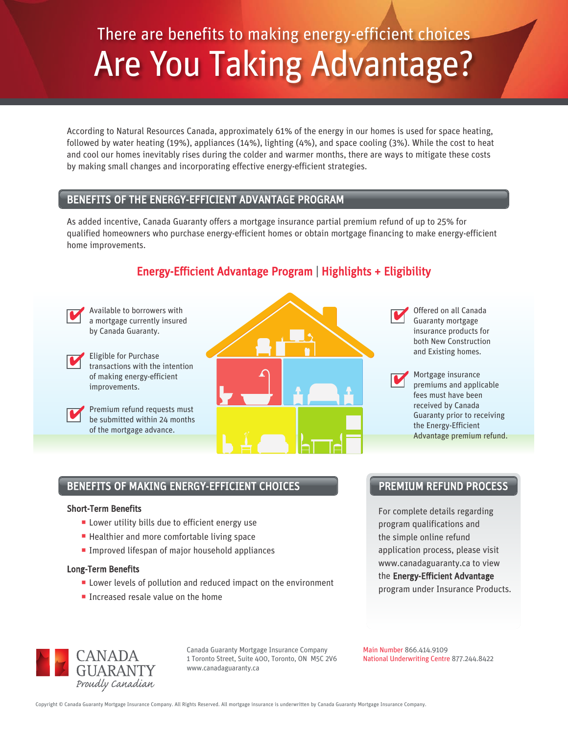There are benefits to making energy-efficient choices

# Are You Taking Advantage?

According to Natural Resources Canada, approximately 61% of the energy in our homes is used for space heating, followed by water heating (19%), appliances (14%), lighting (4%), and space cooling (3%). While the cost to heat and cool our homes inevitably rises during the colder and warmer months, there are ways to mitigate these costs by making small changes and incorporating effective energy-efficient strategies.

## BENEFITS OF THE ENERGY-EFFICIENT ADVANTAGE PROGRAM

As added incentive, Canada Guaranty offers a mortgage insurance partial premium refund of up to 25% for qualified homeowners who purchase energy-efficient homes or obtain mortgage financing to make energy-efficient home improvements.

### Energy-Efficient Advantage Program | Highlights + Eligibility

- Available to borrowers with a mortgage currently insured by Canada Guaranty.
- Eligible for Purchase transactions with the intention of making energy-efficient improvements.
- Premium refund requests must be submitted within 24 months of the mortgage advance.
- Offered on all Canada Guaranty mortgage insurance products for both New Construction and Existing homes.
- Mortgage insurance premiums and applicable fees must have been received by Canada Guaranty prior to receiving the Energy-Efficient Advantage premium refund.

## BENEFITS OF MAKING ENERGY-EFFICIENT CHOICES

### Short-Term Benefits

- Lower utility bills due to efficient energy use
- Healthier and more comfortable living space
- Improved lifespan of major household appliances

### Long-Term Benefits

- Lower levels of pollution and reduced impact on the environment
- Increased resale value on the home

## PREMIUM REFUND PROCESS

For complete details regarding program qualifications and the simple online refund application process, please visit www.canadaguaranty.ca to view the **Energy-Efficient Advantage** program under Insurance Products.

CANADA GUARANTY
*Proudly Canadian*

Canada Guaranty Mortgage Insurance Company
1 Toronto Street, Suite 400, Toronto, ON M5C 2V6
www.canadaguaranty.ca

Main Number 866.414.9109
National Underwriting Centre 877.244.8422

Copyright © Canada Guaranty Mortgage Insurance Company. All Rights Reserved. All mortgage insurance is underwritten by Canada Guaranty Mortgage Insurance Company.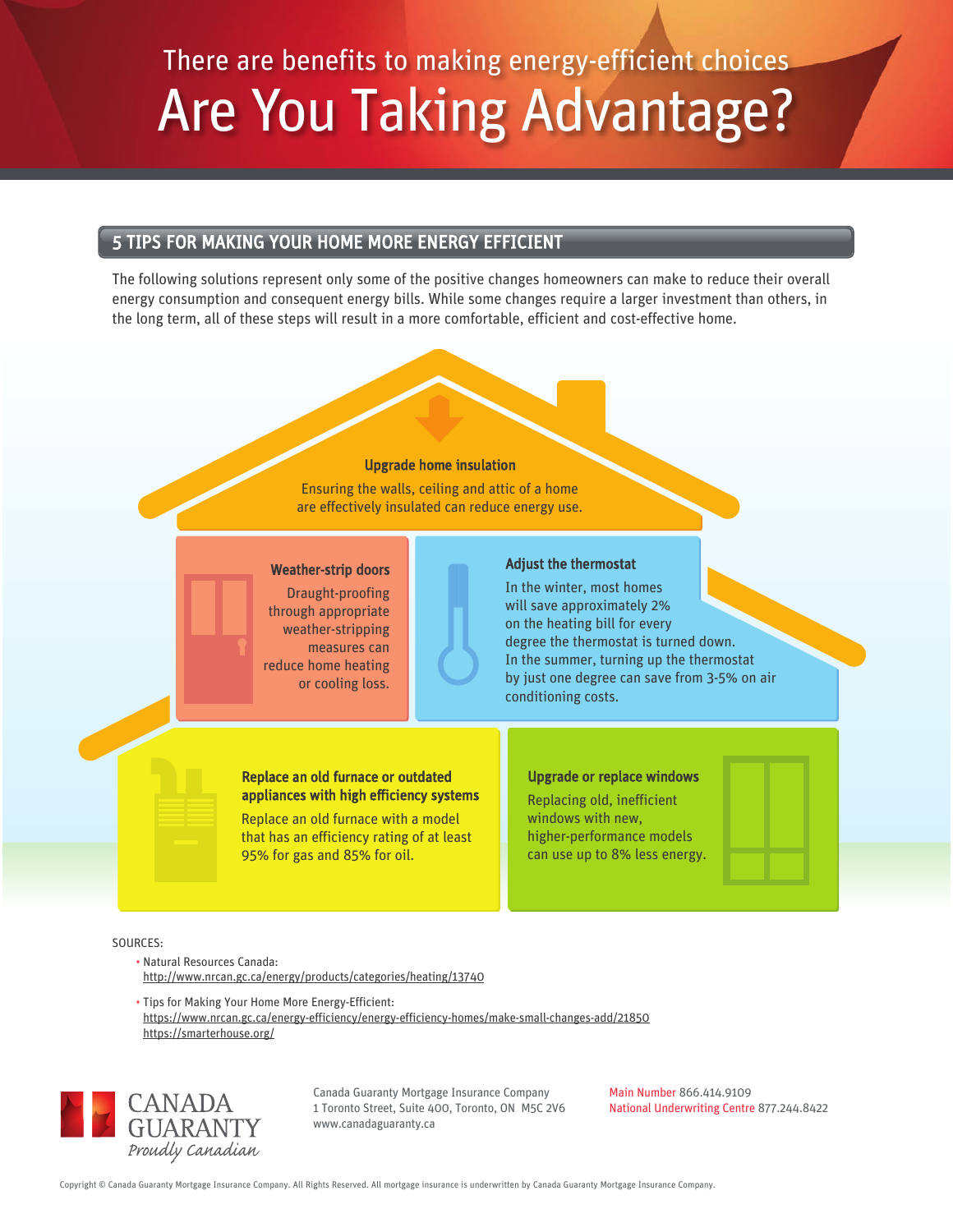There are benefits to making energy-efficient choices

# Are You Taking Advantage?

## 5 TIPS FOR MAKING YOUR HOME MORE ENERGY EFFICIENT

The following solutions represent only some of the positive changes homeowners can make to reduce their overall energy consumption and consequent energy bills. While some changes require a larger investment than others, in the long term, all of these steps will result in a more comfortable, efficient and cost-effective home.

**Upgrade home insulation**

Ensuring the walls, ceiling and attic of a home are effectively insulated can reduce energy use.

**Weather-strip doors**

Draught-proofing through appropriate weather-stripping measures can reduce home heating or cooling loss.

**Adjust the thermostat**

In the winter, most homes will save approximately 2% on the heating bill for every degree the thermostat is turned down. In the summer, turning up the thermostat by just one degree can save from 3-5% on air conditioning costs.

**Replace an old furnace or outdated appliances with high efficiency systems**

Replace an old furnace with a model that has an efficiency rating of at least 95% for gas and 85% for oil.

**Upgrade or replace windows**

Replacing old, inefficient windows with new, higher-performance models can use up to 8% less energy.

SOURCES:

- Natural Resources Canada:
  http://www.nrcan.gc.ca/energy/products/categories/heating/13740
- Tips for Making Your Home More Energy-Efficient:
  https://www.nrcan.gc.ca/energy-efficiency/energy-efficiency-homes/make-small-changes-add/21850
  https://smarterhouse.org/

CANADA GUARANTY
*Proudly Canadian*

Canada Guaranty Mortgage Insurance Company
1 Toronto Street, Suite 400, Toronto, ON M5C 2V6
www.canadaguaranty.ca

Main Number 866.414.9109
National Underwriting Centre 877.244.8422

Copyright © Canada Guaranty Mortgage Insurance Company. All Rights Reserved. All mortgage insurance is underwritten by Canada Guaranty Mortgage Insurance Company.